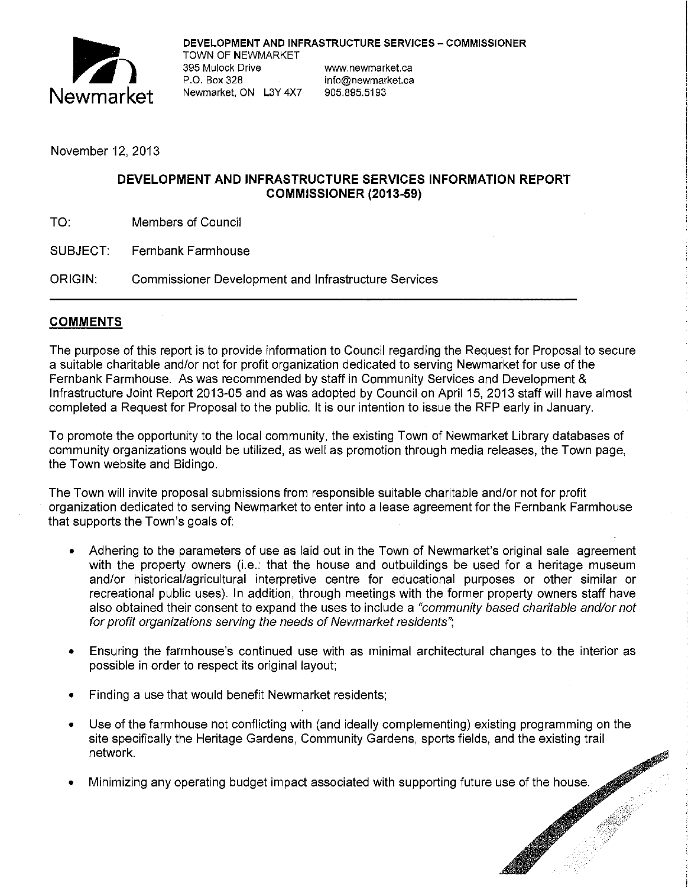**DEVELOPMENT AND INFRASTRUCTURE SERVICES – COMMISSIONER**
TOWN OF NEWMARKET
395 Mulock Drive
P.O. Box 328
Newmarket, ON L3Y 4X7

www.newmarket.ca
info@newmarket.ca
905.895.5193

November 12, 2013

# DEVELOPMENT AND INFRASTRUCTURE SERVICES INFORMATION REPORT COMMISSIONER (2013-59)

TO: Members of Council

SUBJECT: Fernbank Farmhouse

ORIGIN: Commissioner Development and Infrastructure Services

## COMMENTS

The purpose of this report is to provide information to Council regarding the Request for Proposal to secure a suitable charitable and/or not for profit organization dedicated to serving Newmarket for use of the Fernbank Farmhouse. As was recommended by staff in Community Services and Development & Infrastructure Joint Report 2013-05 and as was adopted by Council on April 15, 2013 staff will have almost completed a Request for Proposal to the public. It is our intention to issue the RFP early in January.

To promote the opportunity to the local community, the existing Town of Newmarket Library databases of community organizations would be utilized, as well as promotion through media releases, the Town page, the Town website and Bidingo.

The Town will invite proposal submissions from responsible suitable charitable and/or not for profit organization dedicated to serving Newmarket to enter into a lease agreement for the Fernbank Farmhouse that supports the Town's goals of:

- Adhering to the parameters of use as laid out in the Town of Newmarket's original sale agreement with the property owners (i.e.: that the house and outbuildings be used for a heritage museum and/or historical/agricultural interpretive centre for educational purposes or other similar or recreational public uses). In addition, through meetings with the former property owners staff have also obtained their consent to expand the uses to include a *"community based charitable and/or not for profit organizations serving the needs of Newmarket residents"*;
- Ensuring the farmhouse's continued use with as minimal architectural changes to the interior as possible in order to respect its original layout;
- Finding a use that would benefit Newmarket residents;
- Use of the farmhouse not conflicting with (and ideally complementing) existing programming on the site specifically the Heritage Gardens, Community Gardens, sports fields, and the existing trail network.
- Minimizing any operating budget impact associated with supporting future use of the house.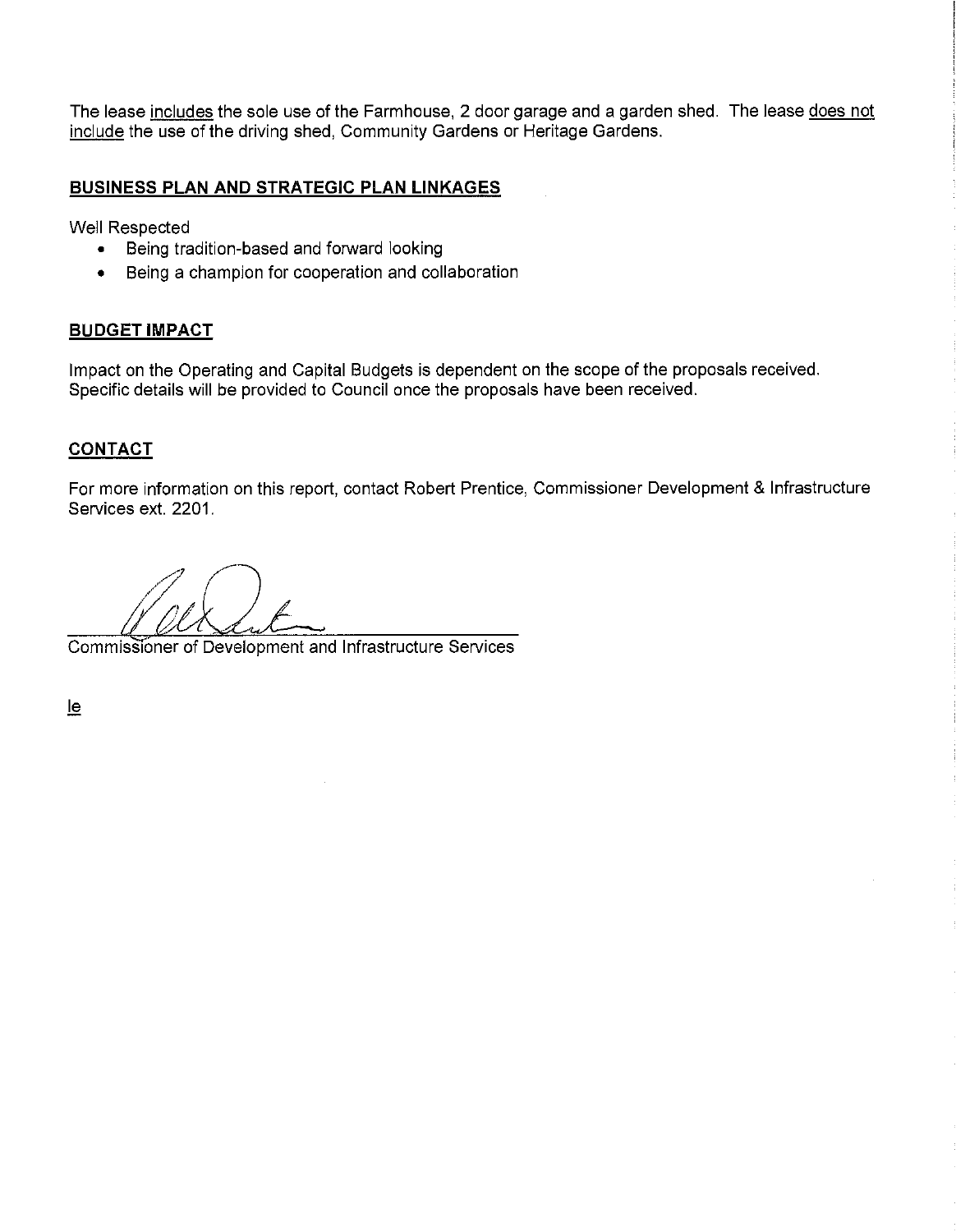The lease includes the sole use of the Farmhouse, 2 door garage and a garden shed. The lease does not include the use of the driving shed, Community Gardens or Heritage Gardens.

## BUSINESS PLAN AND STRATEGIC PLAN LINKAGES

Well Respected

- Being tradition-based and forward looking
- Being a champion for cooperation and collaboration

## BUDGET IMPACT

Impact on the Operating and Capital Budgets is dependent on the scope of the proposals received. Specific details will be provided to Council once the proposals have been received.

## CONTACT

For more information on this report, contact Robert Prentice, Commissioner Development & Infrastructure Services ext. 2201.

Commissioner of Development and Infrastructure Services

le